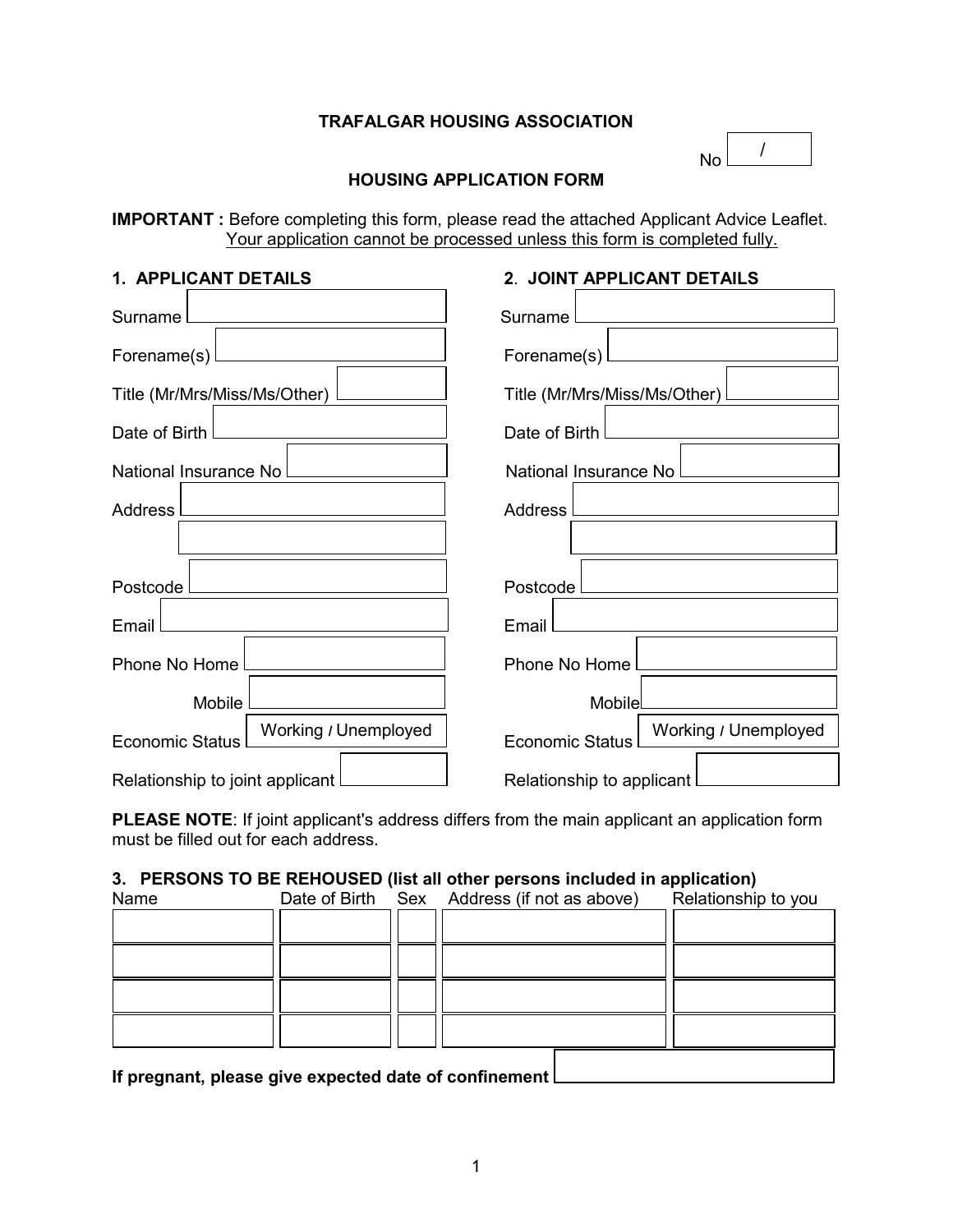# TRAFALGAR HOUSING ASSOCIATION

No /

## HOUSING APPLICATION FORM

**IMPORTANT :** Before completing this form, please read the attached Applicant Advice Leaflet. <u>Your application cannot be processed unless this form is completed fully.</u>

### 1. APPLICANT DETAILS

| | |
|---|---|
| Surname | |
| Forename(s) | |
| Title (Mr/Mrs/Miss/Ms/Other) | |
| Date of Birth | |
| National Insurance No | |
| Address | |
| | |
| Postcode | |
| Email | |
| Phone No Home | |
| Mobile | |
| Economic Status | Working / Unemployed |
| Relationship to joint applicant | |

### 2. JOINT APPLICANT DETAILS

| | |
|---|---|
| Surname | |
| Forename(s) | |
| Title (Mr/Mrs/Miss/Ms/Other) | |
| Date of Birth | |
| National Insurance No | |
| Address | |
| | |
| Postcode | |
| Email | |
| Phone No Home | |
| Mobile | |
| Economic Status | Working / Unemployed |
| Relationship to applicant | |

**PLEASE NOTE**: If joint applicant's address differs from the main applicant an application form must be filled out for each address.

### 3. PERSONS TO BE REHOUSED (list all other persons included in application)

| Name | Date of Birth | Sex | Address (if not as above) | Relationship to you |
|---|---|---|---|---|
| | | | | |
| | | | | |
| | | | | |
| | | | | |

**If pregnant, please give expected date of confinement**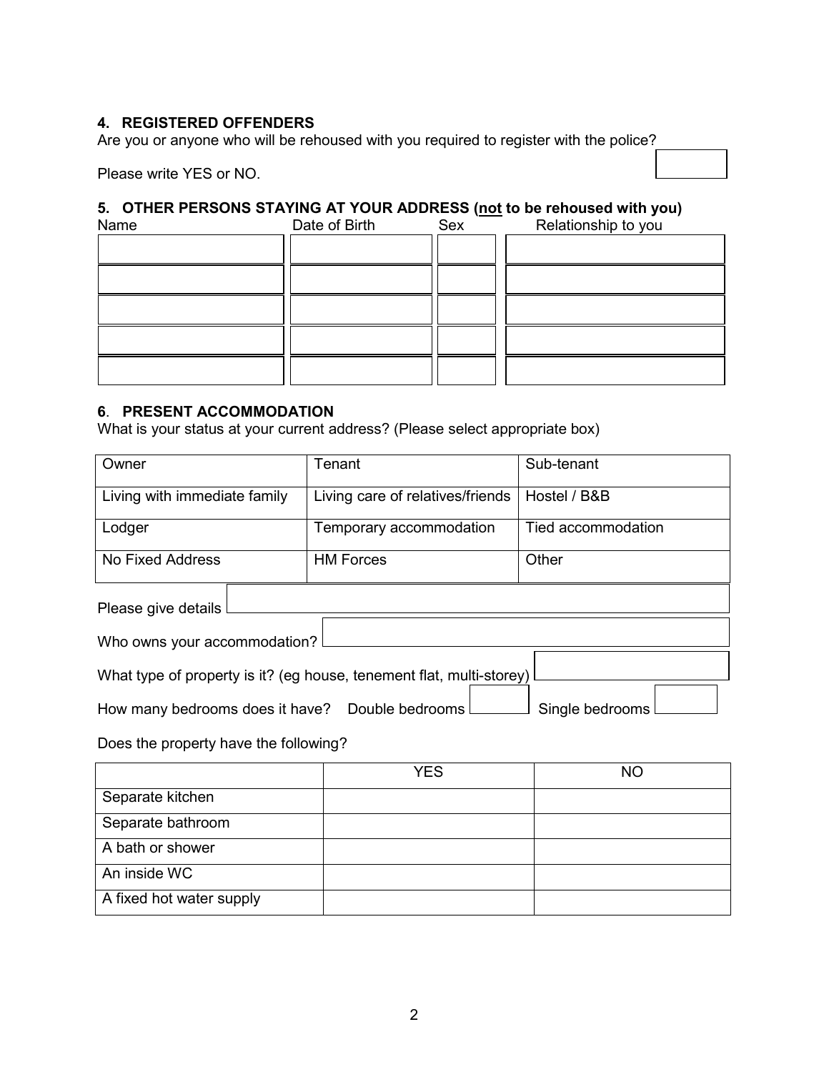## 4. REGISTERED OFFENDERS

Are you or anyone who will be rehoused with you required to register with the police?

Please write YES or NO.

## 5. OTHER PERSONS STAYING AT YOUR ADDRESS (not to be rehoused with you)

| Name | Date of Birth | Sex | Relationship to you |
| --- | --- | --- | --- |
| | | | |
| | | | |
| | | | |
| | | | |
| | | | |

## 6. PRESENT ACCOMMODATION

What is your status at your current address? (Please select appropriate box)

| | | |
| --- | --- | --- |
| Owner | Tenant | Sub-tenant |
| Living with immediate family | Living care of relatives/friends | Hostel / B&B |
| Lodger | Temporary accommodation | Tied accommodation |
| No Fixed Address | HM Forces | Other |

Please give details

Who owns your accommodation?

What type of property is it? (eg house, tenement flat, multi-storey)

How many bedrooms does it have? Double bedrooms Single bedrooms

Does the property have the following?

| | YES | NO |
| --- | --- | --- |
| Separate kitchen | | |
| Separate bathroom | | |
| A bath or shower | | |
| An inside WC | | |
| A fixed hot water supply | | |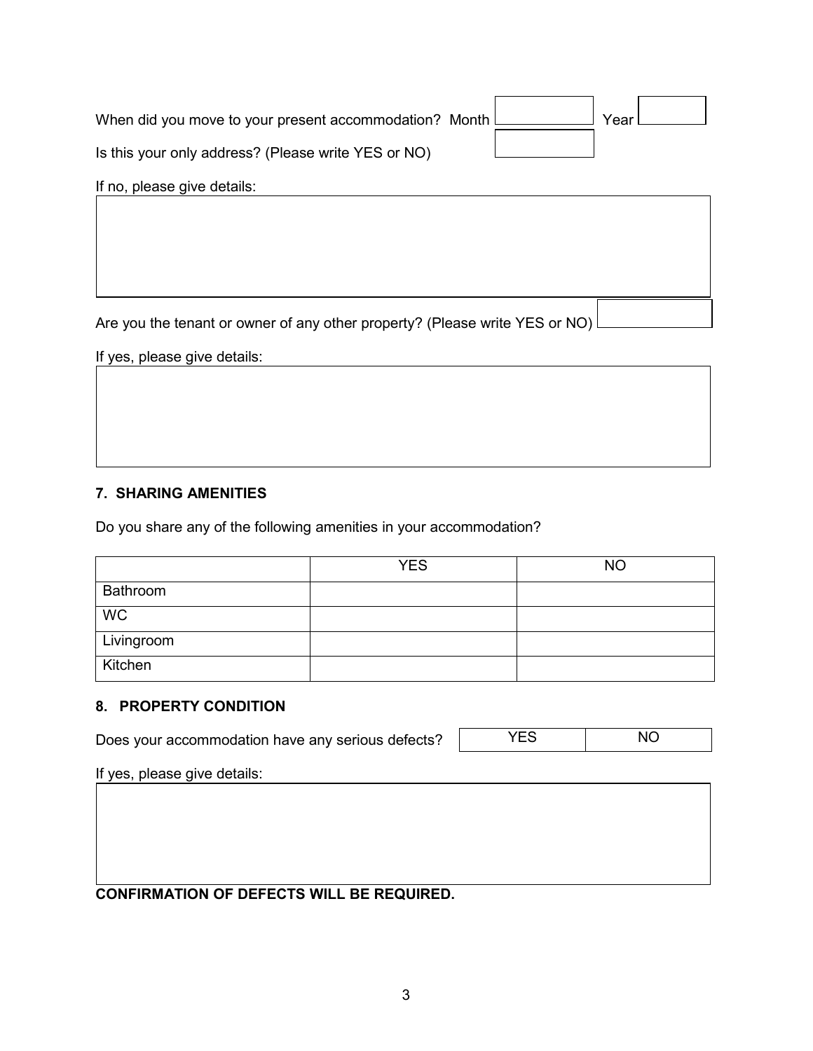When did you move to your present accommodation? Month ________ Year ________

Is this your only address? (Please write YES or NO) ________

If no, please give details:

&nbsp;

Are you the tenant or owner of any other property? (Please write YES or NO) ________

If yes, please give details:

&nbsp;

## 7. SHARING AMENITIES

Do you share any of the following amenities in your accommodation?

| | YES | NO |
|---|---|---|
| Bathroom | | |
| WC | | |
| Livingroom | | |
| Kitchen | | |

## 8. PROPERTY CONDITION

Does your accommodation have any serious defects? | YES | NO |

If yes, please give details:

&nbsp;

**CONFIRMATION OF DEFECTS WILL BE REQUIRED.**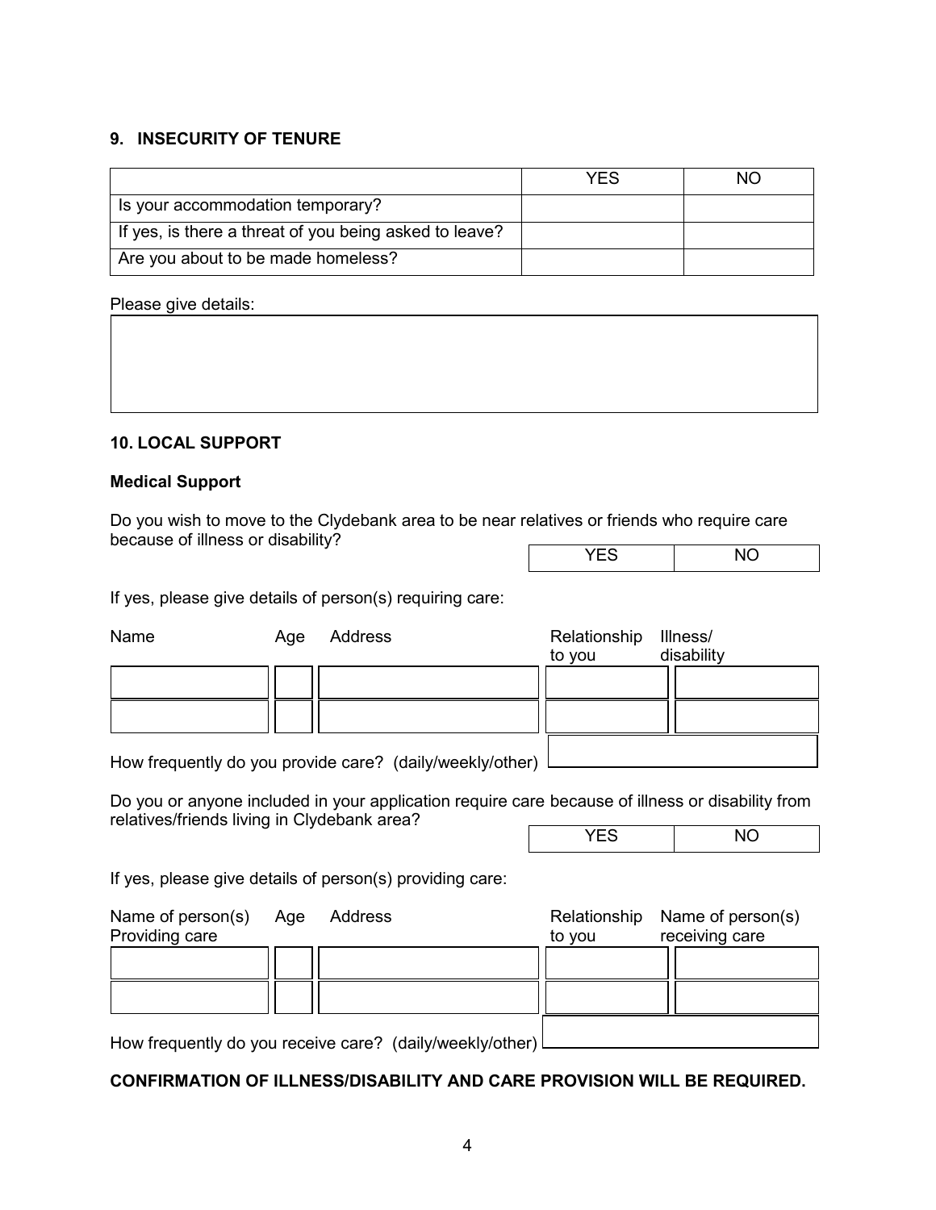## 9. INSECURITY OF TENURE

| | YES | NO |
|---|---|---|
| Is your accommodation temporary? | | |
| If yes, is there a threat of you being asked to leave? | | |
| Are you about to be made homeless? | | |

Please give details:

| |
|---|
| |

## 10. LOCAL SUPPORT

### Medical Support

Do you wish to move to the Clydebank area to be near relatives or friends who require care because of illness or disability?

| YES | NO |
|---|---|

If yes, please give details of person(s) requiring care:

| Name | Age | Address | Relationship to you | Illness/ disability |
|---|---|---|---|---|
| | | | | |
| | | | | |

How frequently do you provide care? (daily/weekly/other)

Do you or anyone included in your application require care because of illness or disability from relatives/friends living in Clydebank area?

| YES | NO |
|---|---|

If yes, please give details of person(s) providing care:

| Name of person(s) Providing care | Age | Address | Relationship to you | Name of person(s) receiving care |
|---|---|---|---|---|
| | | | | |
| | | | | |

How frequently do you receive care? (daily/weekly/other)

**CONFIRMATION OF ILLNESS/DISABILITY AND CARE PROVISION WILL BE REQUIRED.**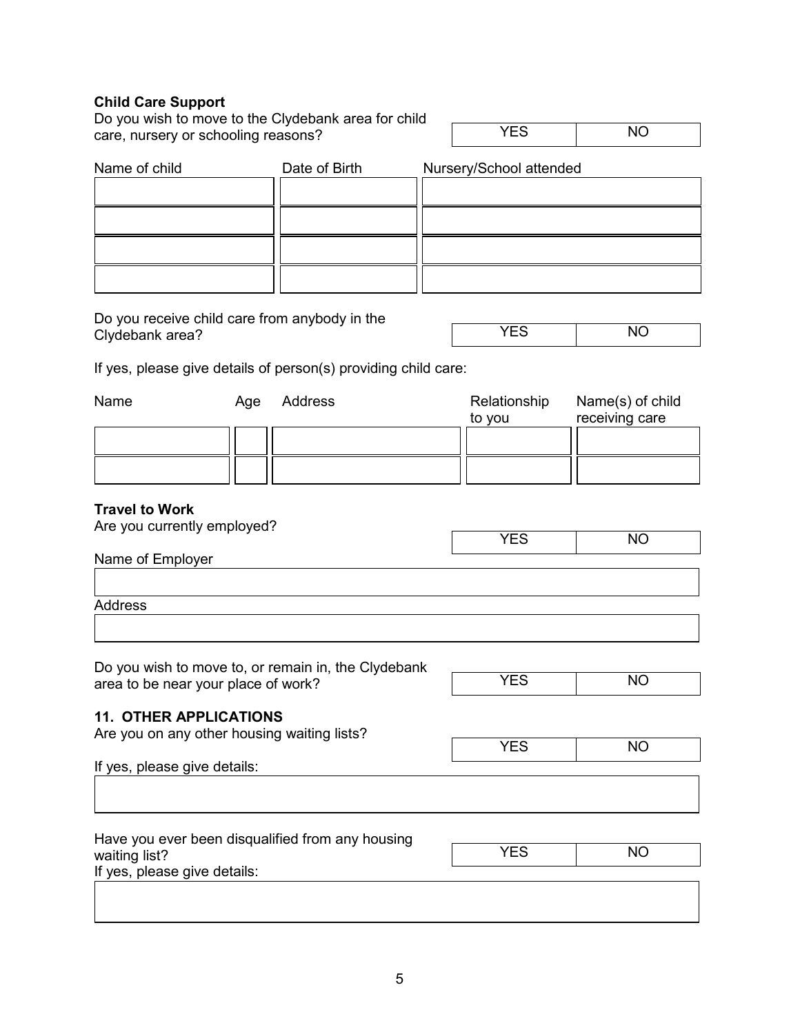**Child Care Support**

Do you wish to move to the Clydebank area for child care, nursery or schooling reasons?

| YES | NO |
|---|---|

| Name of child | Date of Birth | Nursery/School attended |
|---|---|---|
| | | |
| | | |
| | | |
| | | |

Do you receive child care from anybody in the Clydebank area?

| YES | NO |
|---|---|

If yes, please give details of person(s) providing child care:

| Name | Age | Address | Relationship to you | Name(s) of child receiving care |
|---|---|---|---|---|
| | | | | |
| | | | | |

**Travel to Work**

Are you currently employed?

| YES | NO |
|---|---|

Name of Employer

| |
|---|
| |

Address

| |
|---|
| |

Do you wish to move to, or remain in, the Clydebank area to be near your place of work?

| YES | NO |
|---|---|

## 11. OTHER APPLICATIONS

Are you on any other housing waiting lists?

| YES | NO |
|---|---|

If yes, please give details:

| |
|---|
| |

Have you ever been disqualified from any housing waiting list?

| YES | NO |
|---|---|

If yes, please give details:

| |
|---|
| |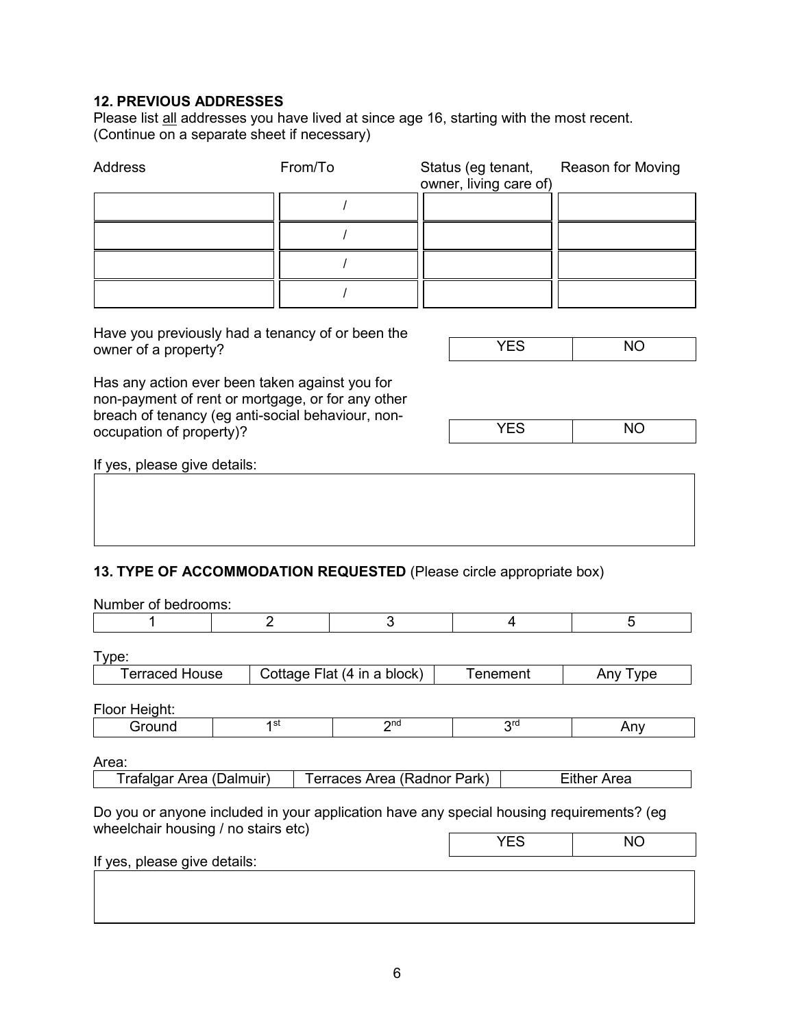### 12. PREVIOUS ADDRESSES

Please list <u>all</u> addresses you have lived at since age 16, starting with the most recent. (Continue on a separate sheet if necessary)

| Address | From/To | Status (eg tenant, owner, living care of) | Reason for Moving |
|---|---|---|---|
| | / | | |
| | / | | |
| | / | | |
| | / | | |

Have you previously had a tenancy of or been the owner of a property?

| YES | NO |
|---|---|

Has any action ever been taken against you for non-payment of rent or mortgage, or for any other breach of tenancy (eg anti-social behaviour, non-occupation of property)?

| YES | NO |
|---|---|

If yes, please give details:

### 13. TYPE OF ACCOMMODATION REQUESTED (Please circle appropriate box)

Number of bedrooms:

| 1 | 2 | 3 | 4 | 5 |
|---|---|---|---|---|

Type:

| Terraced House | Cottage Flat (4 in a block) | Tenement | Any Type |
|---|---|---|---|

Floor Height:

| Ground | 1st | 2nd | 3rd | Any |
|---|---|---|---|---|

Area:

| Trafalgar Area (Dalmuir) | Terraces Area (Radnor Park) | Either Area |
|---|---|---|

Do you or anyone included in your application have any special housing requirements? (eg wheelchair housing / no stairs etc)

| YES | NO |
|---|---|

If yes, please give details: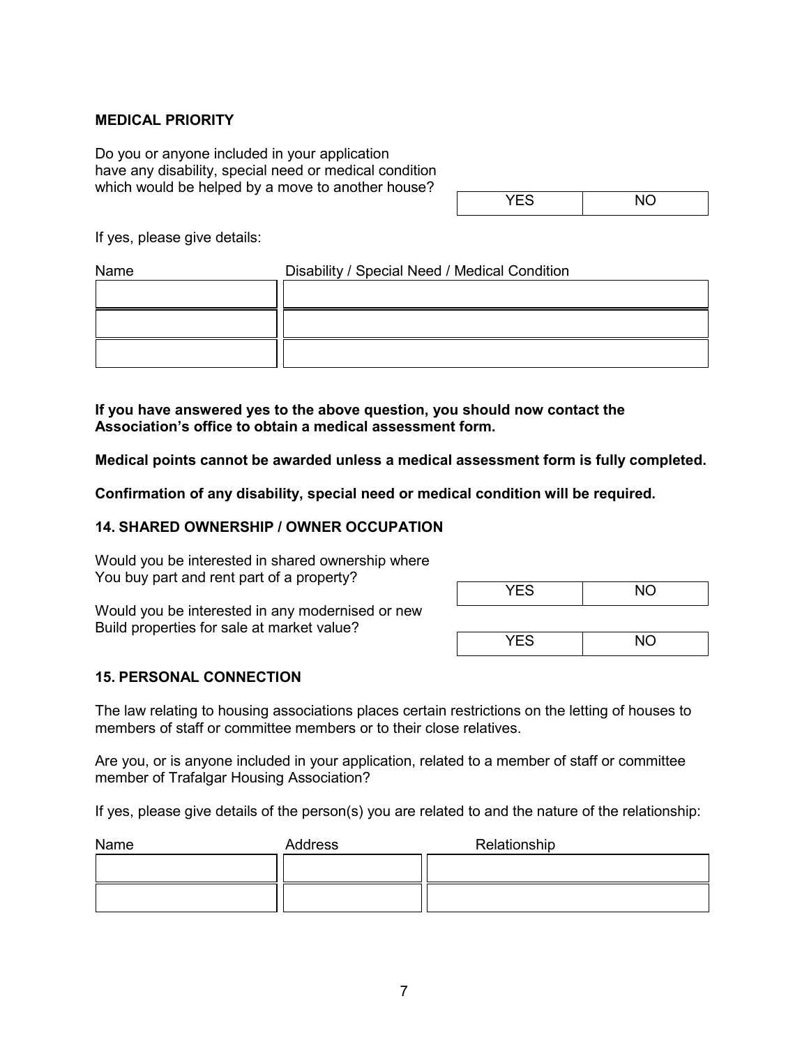## MEDICAL PRIORITY

Do you or anyone included in your application have any disability, special need or medical condition which would be helped by a move to another house?

| YES | NO |
|---|---|

If yes, please give details:

| Name | Disability / Special Need / Medical Condition |
|---|---|
| | |
| | |
| | |

**If you have answered yes to the above question, you should now contact the Association's office to obtain a medical assessment form.**

**Medical points cannot be awarded unless a medical assessment form is fully completed.**

**Confirmation of any disability, special need or medical condition will be required.**

## 14. SHARED OWNERSHIP / OWNER OCCUPATION

Would you be interested in shared ownership where You buy part and rent part of a property?

| YES | NO |
|---|---|

Would you be interested in any modernised or new Build properties for sale at market value?

| YES | NO |
|---|---|

## 15. PERSONAL CONNECTION

The law relating to housing associations places certain restrictions on the letting of houses to members of staff or committee members or to their close relatives.

Are you, or is anyone included in your application, related to a member of staff or committee member of Trafalgar Housing Association?

If yes, please give details of the person(s) you are related to and the nature of the relationship:

| Name | Address | Relationship |
|---|---|---|
| | | |
| | | |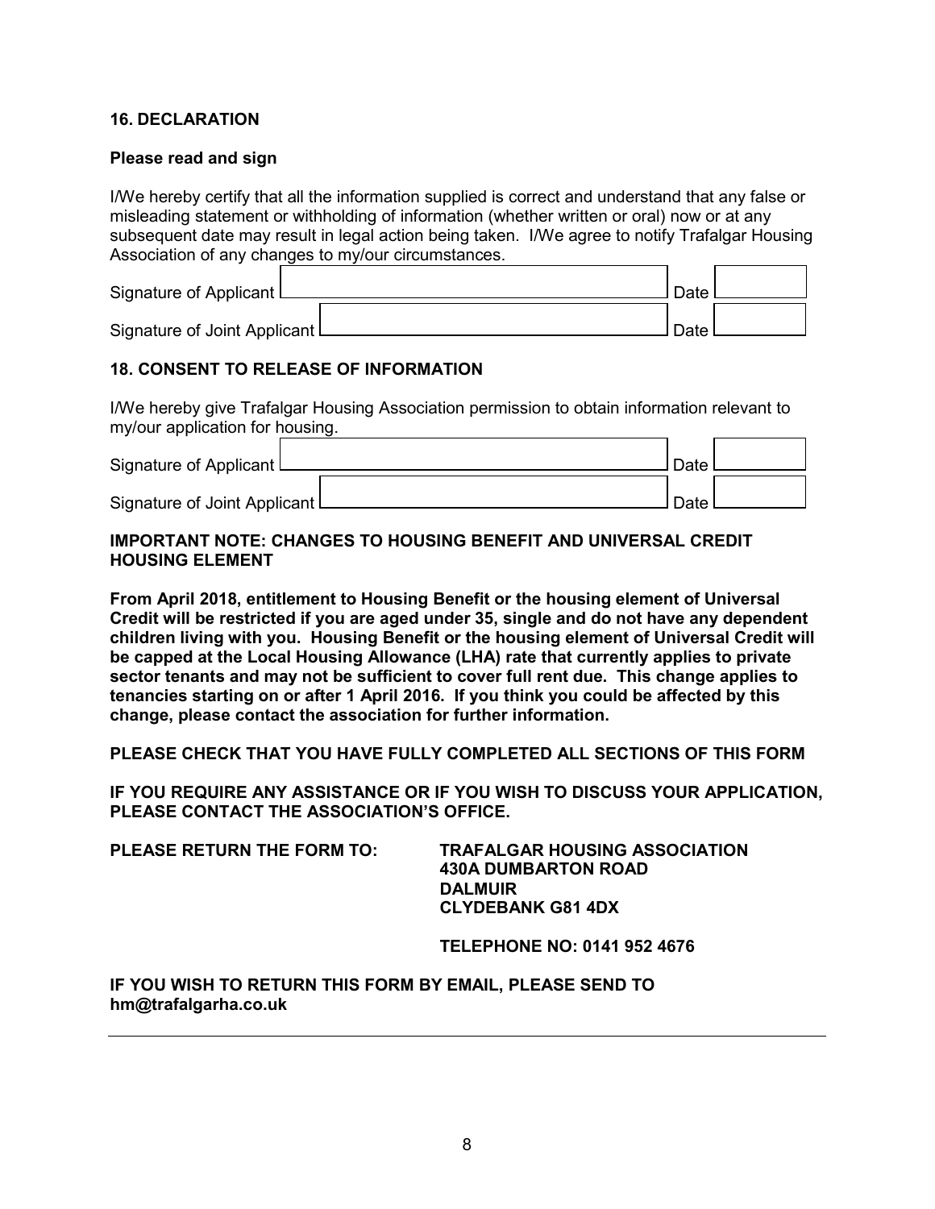## 16. DECLARATION

**Please read and sign**

I/We hereby certify that all the information supplied is correct and understand that any false or misleading statement or withholding of information (whether written or oral) now or at any subsequent date may result in legal action being taken. I/We agree to notify Trafalgar Housing Association of any changes to my/our circumstances.

Signature of Applicant ______________________ Date ________

Signature of Joint Applicant ______________________ Date ________

## 18. CONSENT TO RELEASE OF INFORMATION

I/We hereby give Trafalgar Housing Association permission to obtain information relevant to my/our application for housing.

Signature of Applicant ______________________ Date ________

Signature of Joint Applicant ______________________ Date ________

**IMPORTANT NOTE: CHANGES TO HOUSING BENEFIT AND UNIVERSAL CREDIT HOUSING ELEMENT**

**From April 2018, entitlement to Housing Benefit or the housing element of Universal Credit will be restricted if you are aged under 35, single and do not have any dependent children living with you. Housing Benefit or the housing element of Universal Credit will be capped at the Local Housing Allowance (LHA) rate that currently applies to private sector tenants and may not be sufficient to cover full rent due. This change applies to tenancies starting on or after 1 April 2016. If you think you could be affected by this change, please contact the association for further information.**

**PLEASE CHECK THAT YOU HAVE FULLY COMPLETED ALL SECTIONS OF THIS FORM**

**IF YOU REQUIRE ANY ASSISTANCE OR IF YOU WISH TO DISCUSS YOUR APPLICATION, PLEASE CONTACT THE ASSOCIATION'S OFFICE.**

**PLEASE RETURN THE FORM TO:**

**TRAFALGAR HOUSING ASSOCIATION**
**430A DUMBARTON ROAD**
**DALMUIR**
**CLYDEBANK G81 4DX**

**TELEPHONE NO: 0141 952 4676**

**IF YOU WISH TO RETURN THIS FORM BY EMAIL, PLEASE SEND TO hm@trafalgarha.co.uk**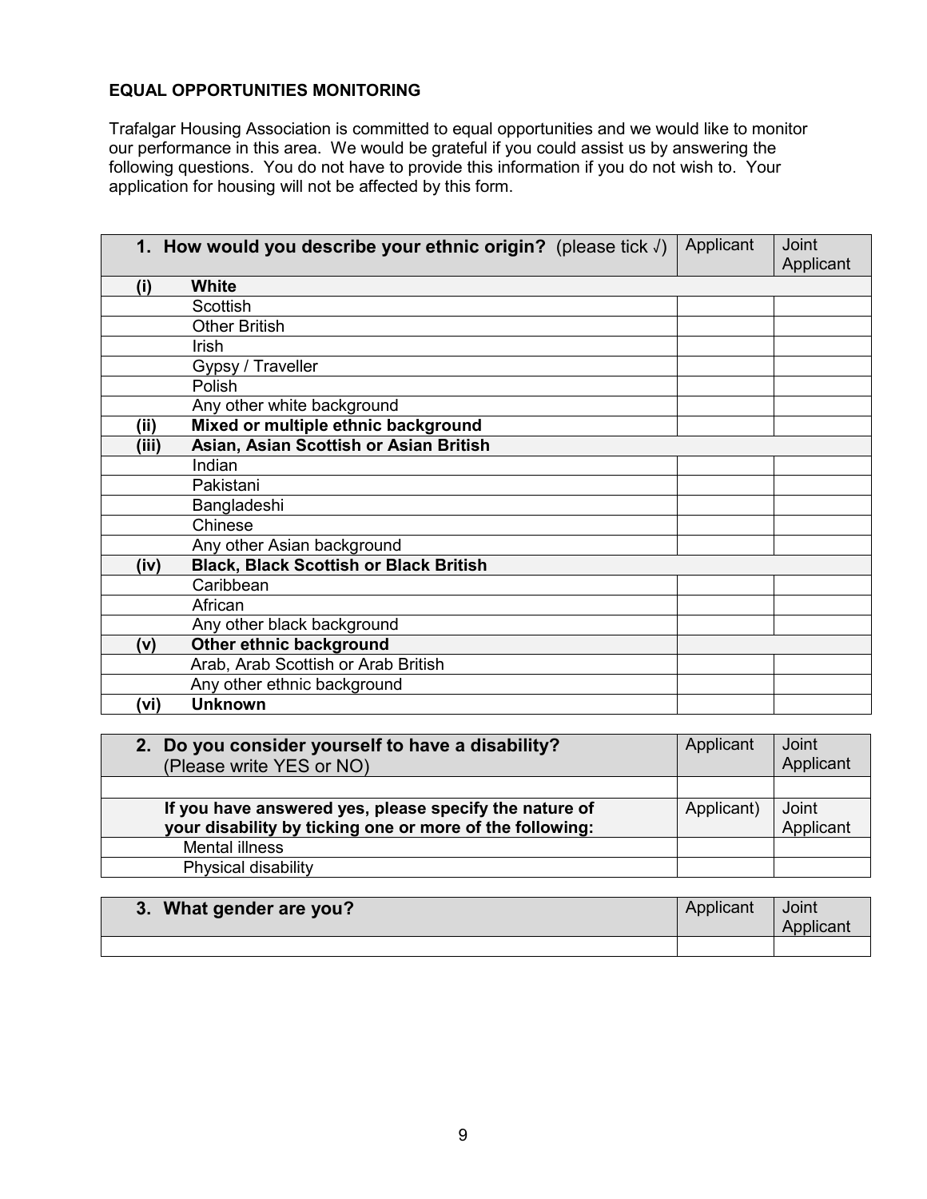**EQUAL OPPORTUNITIES MONITORING**

Trafalgar Housing Association is committed to equal opportunities and we would like to monitor our performance in this area. We would be grateful if you could assist us by answering the following questions. You do not have to provide this information if you do not wish to. Your application for housing will not be affected by this form.

| | **1. How would you describe your ethnic origin?** (please tick √) | Applicant | Joint Applicant |
|---|---|---|---|
| **(i)** | **White** | | |
| | Scottish | | |
| | Other British | | |
| | Irish | | |
| | Gypsy / Traveller | | |
| | Polish | | |
| | Any other white background | | |
| **(ii)** | **Mixed or multiple ethnic background** | | |
| **(iii)** | **Asian, Asian Scottish or Asian British** | | |
| | Indian | | |
| | Pakistani | | |
| | Bangladeshi | | |
| | Chinese | | |
| | Any other Asian background | | |
| **(iv)** | **Black, Black Scottish or Black British** | | |
| | Caribbean | | |
| | African | | |
| | Any other black background | | |
| **(v)** | **Other ethnic background** | | |
| | Arab, Arab Scottish or Arab British | | |
| | Any other ethnic background | | |
| **(vi)** | **Unknown** | | |

| **2. Do you consider yourself to have a disability?** (Please write YES or NO) | Applicant | Joint Applicant |
|---|---|---|
| | | |
| **If you have answered yes, please specify the nature of your disability by ticking one or more of the following:** | Applicant) | Joint Applicant |
| Mental illness | | |
| Physical disability | | |

| **3. What gender are you?** | Applicant | Joint Applicant |
|---|---|---|
| | | |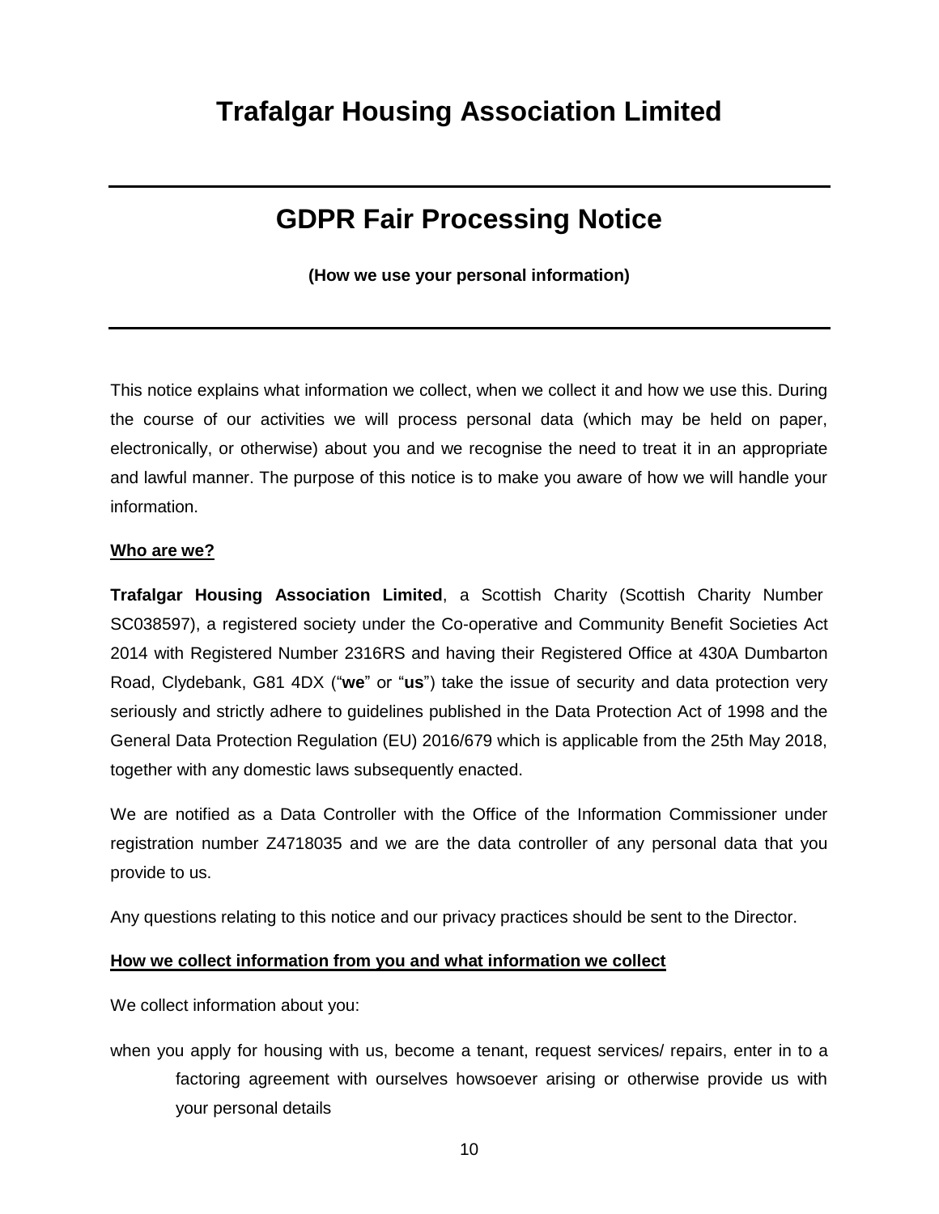# Trafalgar Housing Association Limited

## GDPR Fair Processing Notice

**(How we use your personal information)**

This notice explains what information we collect, when we collect it and how we use this. During the course of our activities we will process personal data (which may be held on paper, electronically, or otherwise) about you and we recognise the need to treat it in an appropriate and lawful manner. The purpose of this notice is to make you aware of how we will handle your information.

**Who are we?**

**Trafalgar Housing Association Limited**, a Scottish Charity (Scottish Charity Number SC038597), a registered society under the Co-operative and Community Benefit Societies Act 2014 with Registered Number 2316RS and having their Registered Office at 430A Dumbarton Road, Clydebank, G81 4DX ("**we**" or "**us**") take the issue of security and data protection very seriously and strictly adhere to guidelines published in the Data Protection Act of 1998 and the General Data Protection Regulation (EU) 2016/679 which is applicable from the 25th May 2018, together with any domestic laws subsequently enacted.

We are notified as a Data Controller with the Office of the Information Commissioner under registration number Z4718035 and we are the data controller of any personal data that you provide to us.

Any questions relating to this notice and our privacy practices should be sent to the Director.

**How we collect information from you and what information we collect**

We collect information about you:

when you apply for housing with us, become a tenant, request services/ repairs, enter in to a factoring agreement with ourselves howsoever arising or otherwise provide us with your personal details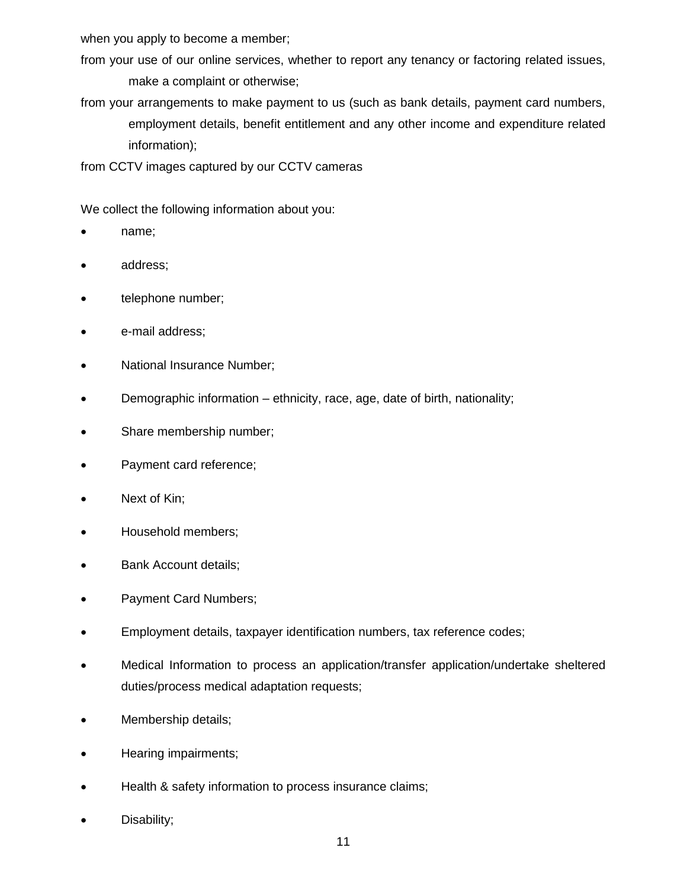when you apply to become a member;

from your use of our online services, whether to report any tenancy or factoring related issues, make a complaint or otherwise;

from your arrangements to make payment to us (such as bank details, payment card numbers, employment details, benefit entitlement and any other income and expenditure related information);

from CCTV images captured by our CCTV cameras

We collect the following information about you:

- name;
- address;
- telephone number;
- e-mail address;
- National Insurance Number;
- Demographic information – ethnicity, race, age, date of birth, nationality;
- Share membership number;
- Payment card reference;
- Next of Kin;
- Household members;
- Bank Account details;
- Payment Card Numbers;
- Employment details, taxpayer identification numbers, tax reference codes;
- Medical Information to process an application/transfer application/undertake sheltered duties/process medical adaptation requests;
- Membership details;
- Hearing impairments;
- Health & safety information to process insurance claims;
- Disability;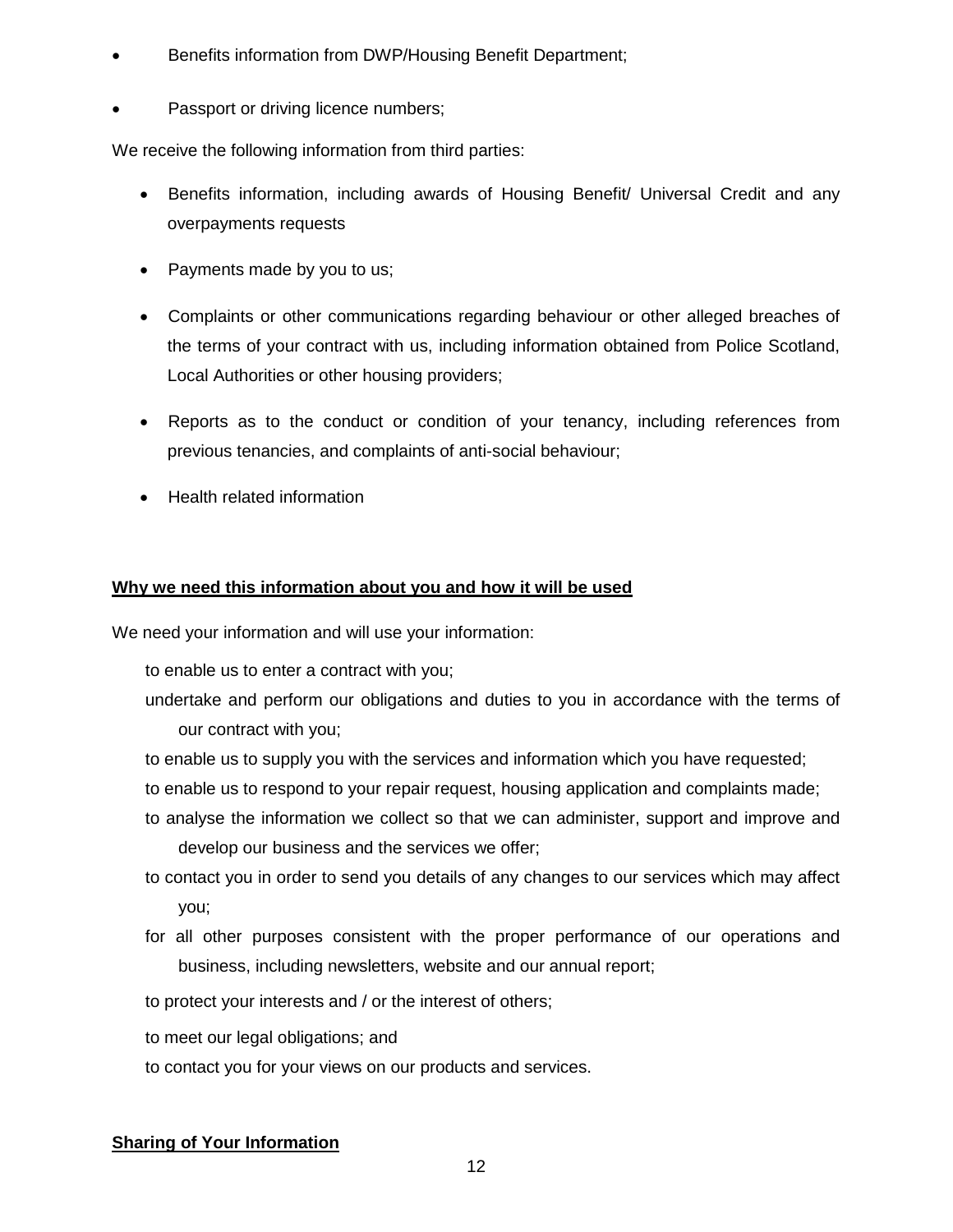- Benefits information from DWP/Housing Benefit Department;
- Passport or driving licence numbers;

We receive the following information from third parties:

- Benefits information, including awards of Housing Benefit/ Universal Credit and any overpayments requests
- Payments made by you to us;
- Complaints or other communications regarding behaviour or other alleged breaches of the terms of your contract with us, including information obtained from Police Scotland, Local Authorities or other housing providers;
- Reports as to the conduct or condition of your tenancy, including references from previous tenancies, and complaints of anti-social behaviour;
- Health related information

**Why we need this information about you and how it will be used**

We need your information and will use your information:

- to enable us to enter a contract with you;
- undertake and perform our obligations and duties to you in accordance with the terms of our contract with you;
- to enable us to supply you with the services and information which you have requested;
- to enable us to respond to your repair request, housing application and complaints made;
- to analyse the information we collect so that we can administer, support and improve and develop our business and the services we offer;
- to contact you in order to send you details of any changes to our services which may affect you;
- for all other purposes consistent with the proper performance of our operations and business, including newsletters, website and our annual report;
- to protect your interests and / or the interest of others;
- to meet our legal obligations; and
- to contact you for your views on our products and services.

**Sharing of Your Information**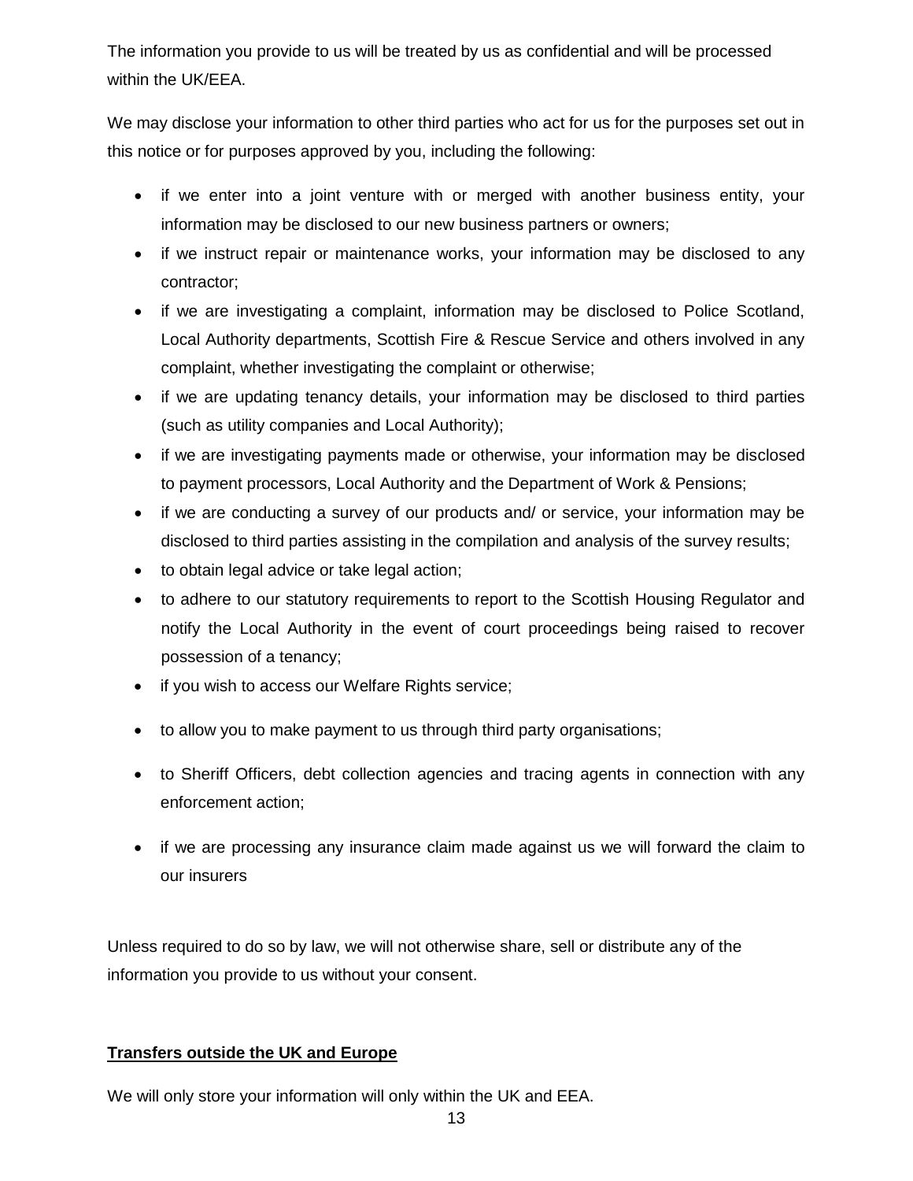The information you provide to us will be treated by us as confidential and will be processed within the UK/EEA.

We may disclose your information to other third parties who act for us for the purposes set out in this notice or for purposes approved by you, including the following:

- if we enter into a joint venture with or merged with another business entity, your information may be disclosed to our new business partners or owners;
- if we instruct repair or maintenance works, your information may be disclosed to any contractor;
- if we are investigating a complaint, information may be disclosed to Police Scotland, Local Authority departments, Scottish Fire & Rescue Service and others involved in any complaint, whether investigating the complaint or otherwise;
- if we are updating tenancy details, your information may be disclosed to third parties (such as utility companies and Local Authority);
- if we are investigating payments made or otherwise, your information may be disclosed to payment processors, Local Authority and the Department of Work & Pensions;
- if we are conducting a survey of our products and/ or service, your information may be disclosed to third parties assisting in the compilation and analysis of the survey results;
- to obtain legal advice or take legal action;
- to adhere to our statutory requirements to report to the Scottish Housing Regulator and notify the Local Authority in the event of court proceedings being raised to recover possession of a tenancy;
- if you wish to access our Welfare Rights service;
- to allow you to make payment to us through third party organisations;
- to Sheriff Officers, debt collection agencies and tracing agents in connection with any enforcement action;
- if we are processing any insurance claim made against us we will forward the claim to our insurers

Unless required to do so by law, we will not otherwise share, sell or distribute any of the information you provide to us without your consent.

## Transfers outside the UK and Europe

We will only store your information will only within the UK and EEA.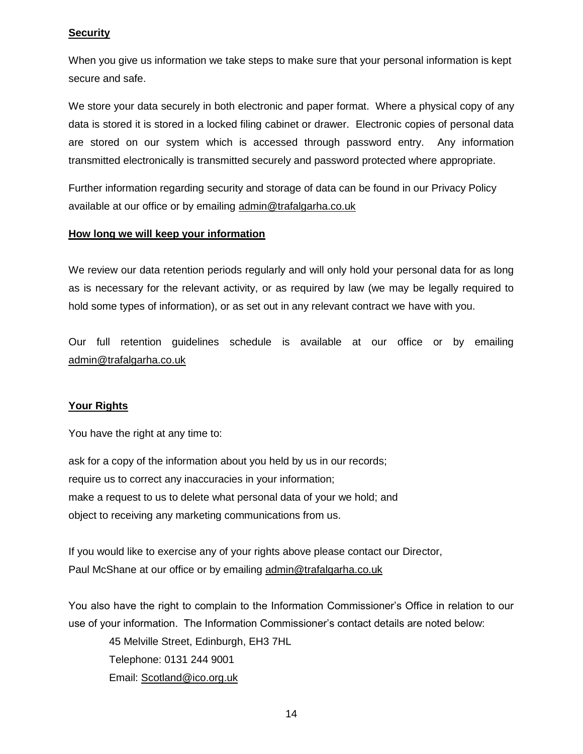**Security**

When you give us information we take steps to make sure that your personal information is kept secure and safe.

We store your data securely in both electronic and paper format. Where a physical copy of any data is stored it is stored in a locked filing cabinet or drawer. Electronic copies of personal data are stored on our system which is accessed through password entry. Any information transmitted electronically is transmitted securely and password protected where appropriate.

Further information regarding security and storage of data can be found in our Privacy Policy available at our office or by emailing admin@trafalgarha.co.uk

**How long we will keep your information**

We review our data retention periods regularly and will only hold your personal data for as long as is necessary for the relevant activity, or as required by law (we may be legally required to hold some types of information), or as set out in any relevant contract we have with you.

Our full retention guidelines schedule is available at our office or by emailing admin@trafalgarha.co.uk

**Your Rights**

You have the right at any time to:

ask for a copy of the information about you held by us in our records;
require us to correct any inaccuracies in your information;
make a request to us to delete what personal data of your we hold; and
object to receiving any marketing communications from us.

If you would like to exercise any of your rights above please contact our Director, Paul McShane at our office or by emailing admin@trafalgarha.co.uk

You also have the right to complain to the Information Commissioner's Office in relation to our use of your information. The Information Commissioner's contact details are noted below:

45 Melville Street, Edinburgh, EH3 7HL
Telephone: 0131 244 9001
Email: Scotland@ico.org.uk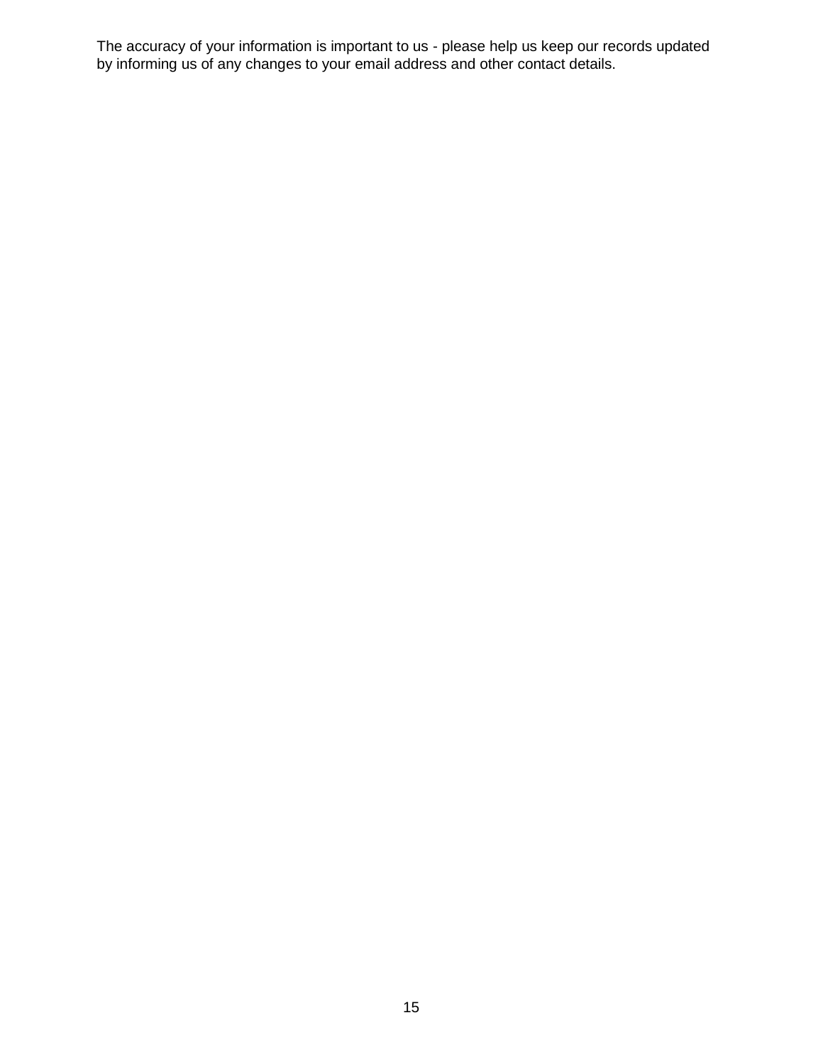The accuracy of your information is important to us - please help us keep our records updated by informing us of any changes to your email address and other contact details.